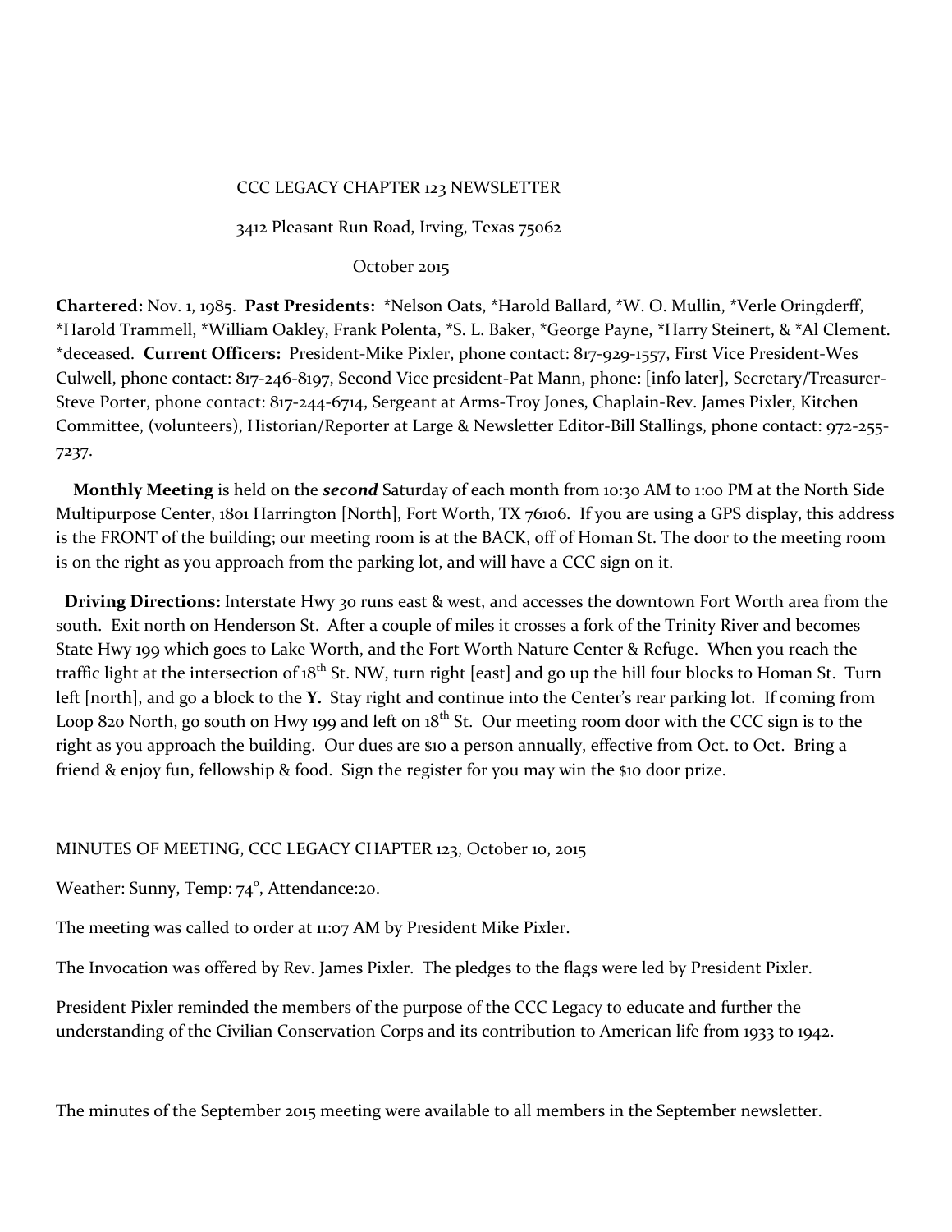CCC LEGACY CHAPTER 123 NEWSLETTER

3412 Pleasant Run Road, Irving, Texas 75062

October 2015

**Chartered:** Nov. 1, 1985. **Past Presidents:** *Nelson Oats, *Harold Ballard, *W. O. Mullin, *Verle Oringderff, *Harold Trammell, *William Oakley, Frank Polenta, *S. L. Baker, *George Payne, *Harry Steinert, & *Al Clement. *deceased. **Current Officers:** President-Mike Pixler, phone contact: 817-929-1557, First Vice President-Wes Culwell, phone contact: 817-246-8197, Second Vice president-Pat Mann, phone: [info later], Secretary/Treasurer-Steve Porter, phone contact: 817-244-6714, Sergeant at Arms-Troy Jones, Chaplain-Rev. James Pixler, Kitchen Committee, (volunteers), Historian/Reporter at Large & Newsletter Editor-Bill Stallings, phone contact: 972-255-7237.

**Monthly Meeting** is held on the ***second*** Saturday of each month from 10:30 AM to 1:00 PM at the North Side Multipurpose Center, 1801 Harrington [North], Fort Worth, TX 76106. If you are using a GPS display, this address is the FRONT of the building; our meeting room is at the BACK, off of Homan St. The door to the meeting room is on the right as you approach from the parking lot, and will have a CCC sign on it.

**Driving Directions:** Interstate Hwy 30 runs east & west, and accesses the downtown Fort Worth area from the south. Exit north on Henderson St. After a couple of miles it crosses a fork of the Trinity River and becomes State Hwy 199 which goes to Lake Worth, and the Fort Worth Nature Center & Refuge. When you reach the traffic light at the intersection of 18th St. NW, turn right [east] and go up the hill four blocks to Homan St. Turn left [north], and go a block to the **Y.** Stay right and continue into the Center's rear parking lot. If coming from Loop 820 North, go south on Hwy 199 and left on 18th St. Our meeting room door with the CCC sign is to the right as you approach the building. Our dues are $10 a person annually, effective from Oct. to Oct. Bring a friend & enjoy fun, fellowship & food. Sign the register for you may win the $10 door prize.

MINUTES OF MEETING, CCC LEGACY CHAPTER 123, October 10, 2015

Weather: Sunny, Temp: 74°, Attendance:20.

The meeting was called to order at 11:07 AM by President Mike Pixler.

The Invocation was offered by Rev. James Pixler. The pledges to the flags were led by President Pixler.

President Pixler reminded the members of the purpose of the CCC Legacy to educate and further the understanding of the Civilian Conservation Corps and its contribution to American life from 1933 to 1942.

The minutes of the September 2015 meeting were available to all members in the September newsletter.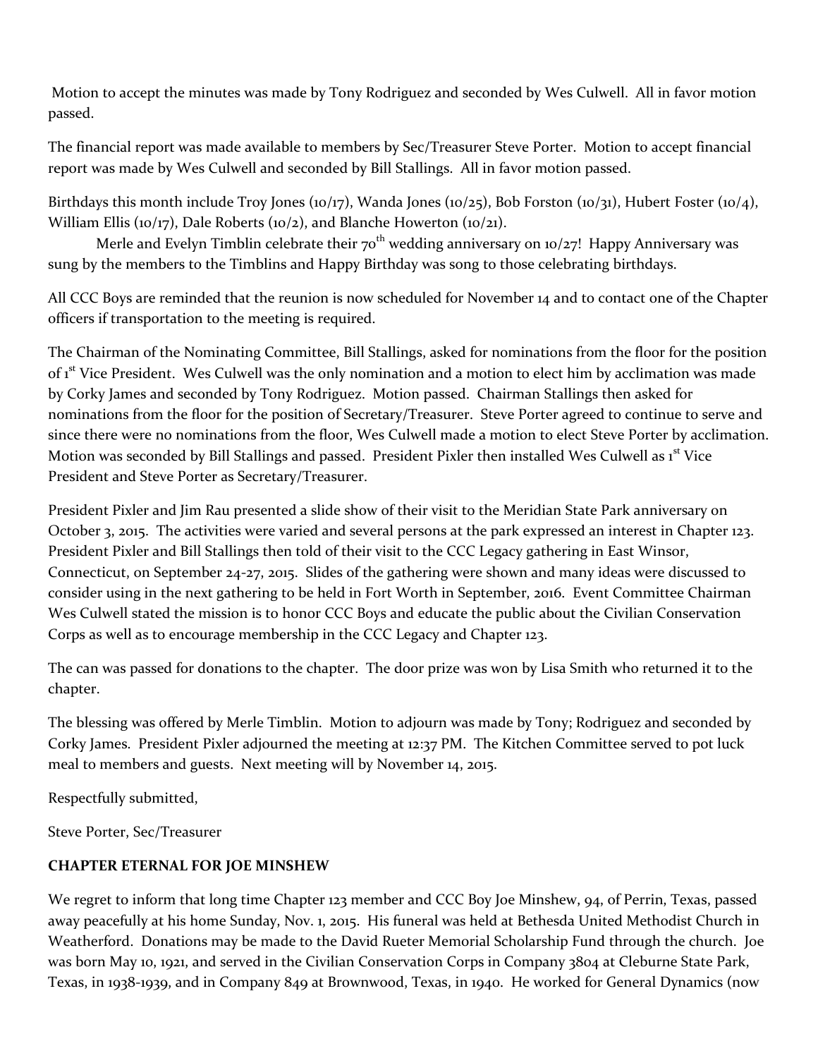Motion to accept the minutes was made by Tony Rodriguez and seconded by Wes Culwell. All in favor motion passed.

The financial report was made available to members by Sec/Treasurer Steve Porter. Motion to accept financial report was made by Wes Culwell and seconded by Bill Stallings. All in favor motion passed.

Birthdays this month include Troy Jones (10/17), Wanda Jones (10/25), Bob Forston (10/31), Hubert Foster (10/4), William Ellis (10/17), Dale Roberts (10/2), and Blanche Howerton (10/21).

Merle and Evelyn Timblin celebrate their 70th wedding anniversary on 10/27! Happy Anniversary was sung by the members to the Timblins and Happy Birthday was song to those celebrating birthdays.

All CCC Boys are reminded that the reunion is now scheduled for November 14 and to contact one of the Chapter officers if transportation to the meeting is required.

The Chairman of the Nominating Committee, Bill Stallings, asked for nominations from the floor for the position of 1st Vice President. Wes Culwell was the only nomination and a motion to elect him by acclimation was made by Corky James and seconded by Tony Rodriguez. Motion passed. Chairman Stallings then asked for nominations from the floor for the position of Secretary/Treasurer. Steve Porter agreed to continue to serve and since there were no nominations from the floor, Wes Culwell made a motion to elect Steve Porter by acclimation. Motion was seconded by Bill Stallings and passed. President Pixler then installed Wes Culwell as 1st Vice President and Steve Porter as Secretary/Treasurer.

President Pixler and Jim Rau presented a slide show of their visit to the Meridian State Park anniversary on October 3, 2015. The activities were varied and several persons at the park expressed an interest in Chapter 123. President Pixler and Bill Stallings then told of their visit to the CCC Legacy gathering in East Winsor, Connecticut, on September 24-27, 2015. Slides of the gathering were shown and many ideas were discussed to consider using in the next gathering to be held in Fort Worth in September, 2016. Event Committee Chairman Wes Culwell stated the mission is to honor CCC Boys and educate the public about the Civilian Conservation Corps as well as to encourage membership in the CCC Legacy and Chapter 123.

The can was passed for donations to the chapter. The door prize was won by Lisa Smith who returned it to the chapter.

The blessing was offered by Merle Timblin. Motion to adjourn was made by Tony; Rodriguez and seconded by Corky James. President Pixler adjourned the meeting at 12:37 PM. The Kitchen Committee served to pot luck meal to members and guests. Next meeting will by November 14, 2015.

Respectfully submitted,

Steve Porter, Sec/Treasurer

**CHAPTER ETERNAL FOR JOE MINSHEW**

We regret to inform that long time Chapter 123 member and CCC Boy Joe Minshew, 94, of Perrin, Texas, passed away peacefully at his home Sunday, Nov. 1, 2015. His funeral was held at Bethesda United Methodist Church in Weatherford. Donations may be made to the David Rueter Memorial Scholarship Fund through the church. Joe was born May 10, 1921, and served in the Civilian Conservation Corps in Company 3804 at Cleburne State Park, Texas, in 1938-1939, and in Company 849 at Brownwood, Texas, in 1940. He worked for General Dynamics (now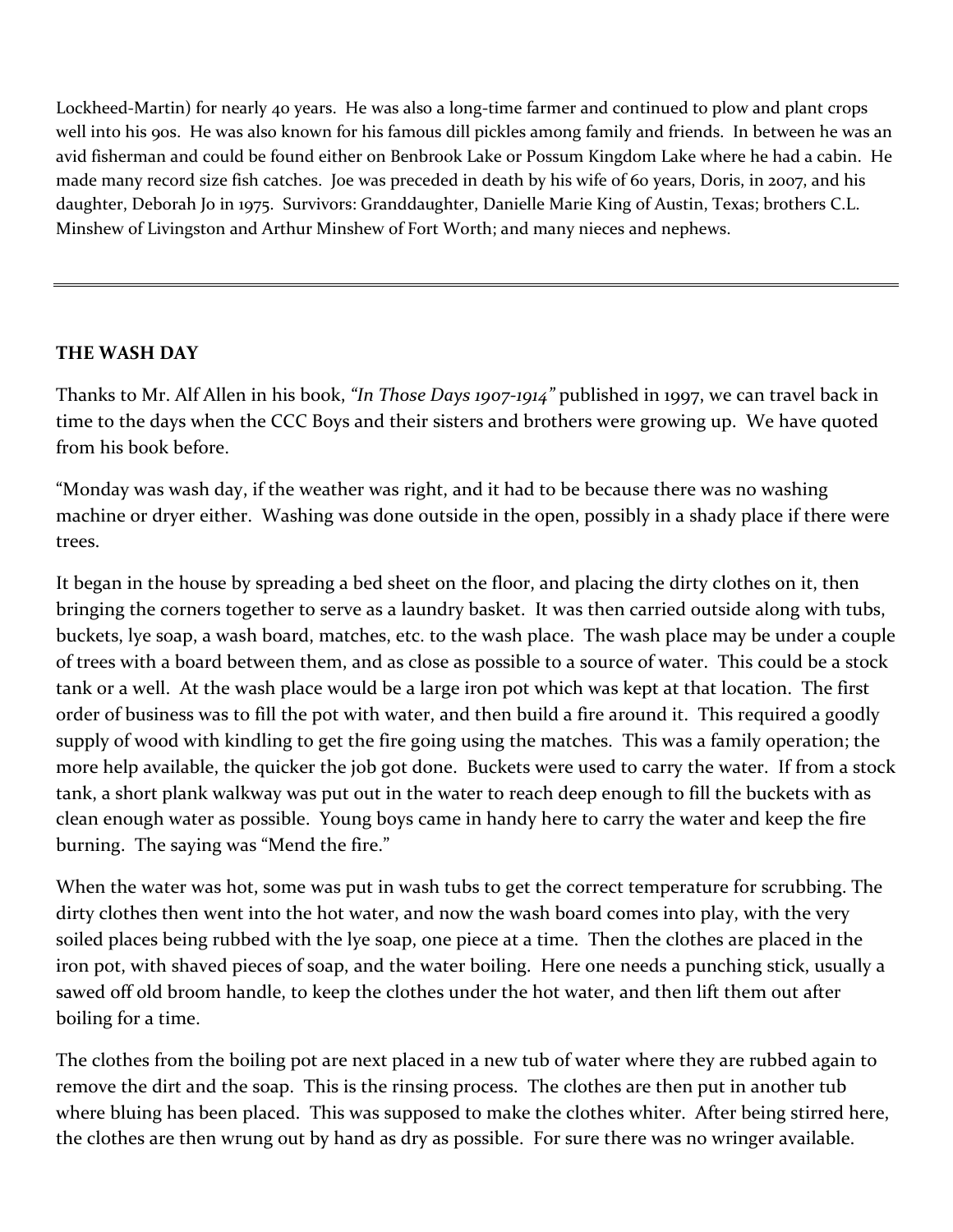Lockheed-Martin) for nearly 40 years. He was also a long-time farmer and continued to plow and plant crops well into his 90s. He was also known for his famous dill pickles among family and friends. In between he was an avid fisherman and could be found either on Benbrook Lake or Possum Kingdom Lake where he had a cabin. He made many record size fish catches. Joe was preceded in death by his wife of 60 years, Doris, in 2007, and his daughter, Deborah Jo in 1975. Survivors: Granddaughter, Danielle Marie King of Austin, Texas; brothers C.L. Minshew of Livingston and Arthur Minshew of Fort Worth; and many nieces and nephews.

---

**THE WASH DAY**

Thanks to Mr. Alf Allen in his book, *"In Those Days 1907-1914"* published in 1997, we can travel back in time to the days when the CCC Boys and their sisters and brothers were growing up. We have quoted from his book before.

"Monday was wash day, if the weather was right, and it had to be because there was no washing machine or dryer either. Washing was done outside in the open, possibly in a shady place if there were trees.

It began in the house by spreading a bed sheet on the floor, and placing the dirty clothes on it, then bringing the corners together to serve as a laundry basket. It was then carried outside along with tubs, buckets, lye soap, a wash board, matches, etc. to the wash place. The wash place may be under a couple of trees with a board between them, and as close as possible to a source of water. This could be a stock tank or a well. At the wash place would be a large iron pot which was kept at that location. The first order of business was to fill the pot with water, and then build a fire around it. This required a goodly supply of wood with kindling to get the fire going using the matches. This was a family operation; the more help available, the quicker the job got done. Buckets were used to carry the water. If from a stock tank, a short plank walkway was put out in the water to reach deep enough to fill the buckets with as clean enough water as possible. Young boys came in handy here to carry the water and keep the fire burning. The saying was "Mend the fire."

When the water was hot, some was put in wash tubs to get the correct temperature for scrubbing. The dirty clothes then went into the hot water, and now the wash board comes into play, with the very soiled places being rubbed with the lye soap, one piece at a time. Then the clothes are placed in the iron pot, with shaved pieces of soap, and the water boiling. Here one needs a punching stick, usually a sawed off old broom handle, to keep the clothes under the hot water, and then lift them out after boiling for a time.

The clothes from the boiling pot are next placed in a new tub of water where they are rubbed again to remove the dirt and the soap. This is the rinsing process. The clothes are then put in another tub where bluing has been placed. This was supposed to make the clothes whiter. After being stirred here, the clothes are then wrung out by hand as dry as possible. For sure there was no wringer available.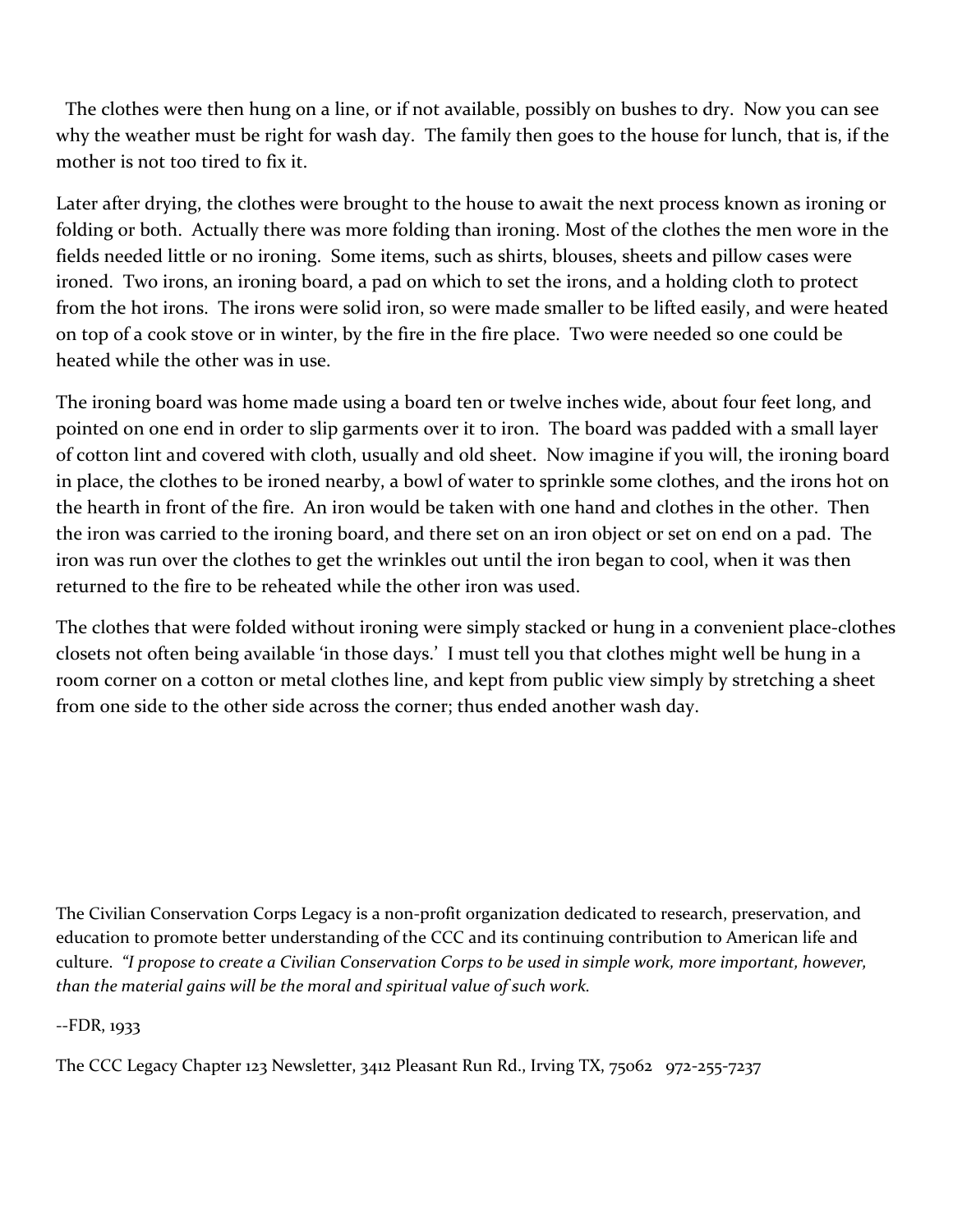The clothes were then hung on a line, or if not available, possibly on bushes to dry. Now you can see why the weather must be right for wash day. The family then goes to the house for lunch, that is, if the mother is not too tired to fix it.

Later after drying, the clothes were brought to the house to await the next process known as ironing or folding or both. Actually there was more folding than ironing. Most of the clothes the men wore in the fields needed little or no ironing. Some items, such as shirts, blouses, sheets and pillow cases were ironed. Two irons, an ironing board, a pad on which to set the irons, and a holding cloth to protect from the hot irons. The irons were solid iron, so were made smaller to be lifted easily, and were heated on top of a cook stove or in winter, by the fire in the fire place. Two were needed so one could be heated while the other was in use.

The ironing board was home made using a board ten or twelve inches wide, about four feet long, and pointed on one end in order to slip garments over it to iron. The board was padded with a small layer of cotton lint and covered with cloth, usually and old sheet. Now imagine if you will, the ironing board in place, the clothes to be ironed nearby, a bowl of water to sprinkle some clothes, and the irons hot on the hearth in front of the fire. An iron would be taken with one hand and clothes in the other. Then the iron was carried to the ironing board, and there set on an iron object or set on end on a pad. The iron was run over the clothes to get the wrinkles out until the iron began to cool, when it was then returned to the fire to be reheated while the other iron was used.

The clothes that were folded without ironing were simply stacked or hung in a convenient place-clothes closets not often being available 'in those days.' I must tell you that clothes might well be hung in a room corner on a cotton or metal clothes line, and kept from public view simply by stretching a sheet from one side to the other side across the corner; thus ended another wash day.

The Civilian Conservation Corps Legacy is a non-profit organization dedicated to research, preservation, and education to promote better understanding of the CCC and its continuing contribution to American life and culture. *"I propose to create a Civilian Conservation Corps to be used in simple work, more important, however, than the material gains will be the moral and spiritual value of such work.*

--FDR, 1933

The CCC Legacy Chapter 123 Newsletter, 3412 Pleasant Run Rd., Irving TX, 75062 972-255-7237